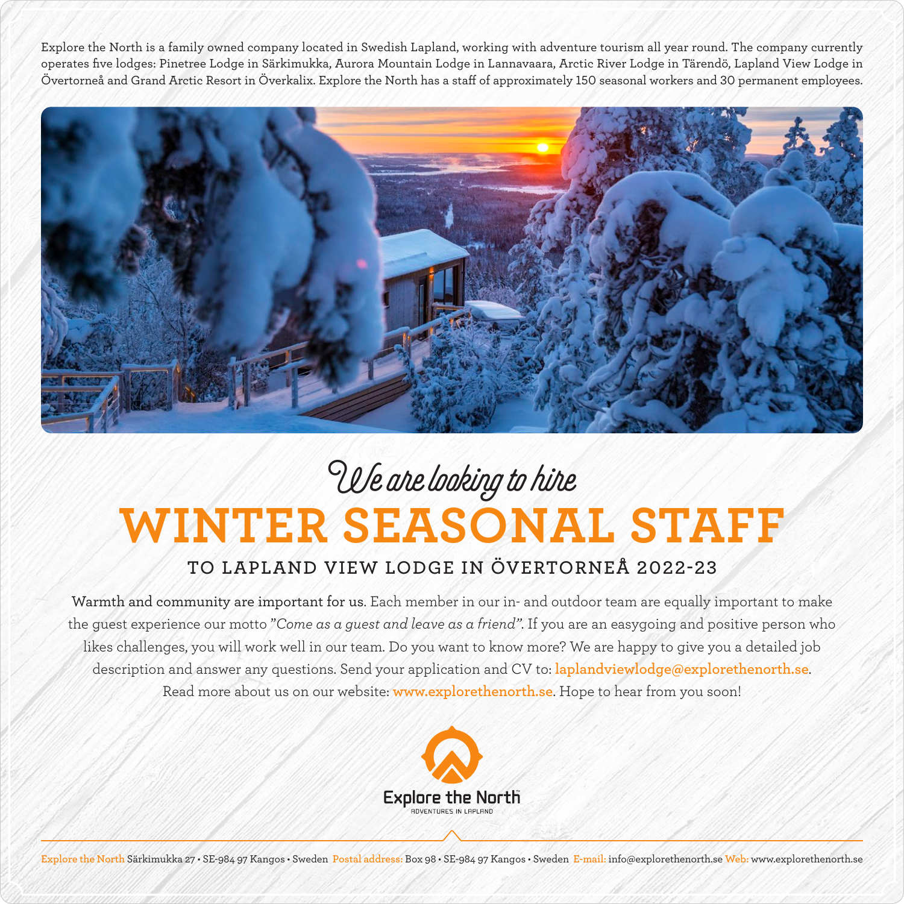Explore the North is a family owned company located in Swedish Lapland, working with adventure tourism all year round. The company currently operates five lodges: Pinetree Lodge in Särkimukka, Aurora Mountain Lodge in Lannavaara, Arctic River Lodge in Tärendö, Lapland View Lodge in Övertorneå and Grand Arctic Resort in Överkalix. Explore the North has a staff of approximately 150 seasonal workers and 30 permanent employees.

*We are looking to hire*

# WINTER SEASONAL STAFF

## TO LAPLAND VIEW LODGE IN ÖVERTORNEÅ 2022-23

**Warmth and community are important for us.** Each member in our in- and outdoor team are equally important to make the guest experience our motto *"Come as a guest and leave as a friend"*. If you are an easygoing and positive person who likes challenges, you will work well in our team. Do you want to know more? We are happy to give you a detailed job description and answer any questions. Send your application and CV to: laplandviewlodge@explorethenorth.se.
Read more about us on our website: www.explorethenorth.se. Hope to hear from you soon!

Explore the North
ADVENTURES IN LAPLAND

Explore the North Särkimukka 27 • SE-984 97 Kangos • Sweden Postal address: Box 98 • SE-984 97 Kangos • Sweden E-mail: info@explorethenorth.se Web: www.explorethenorth.se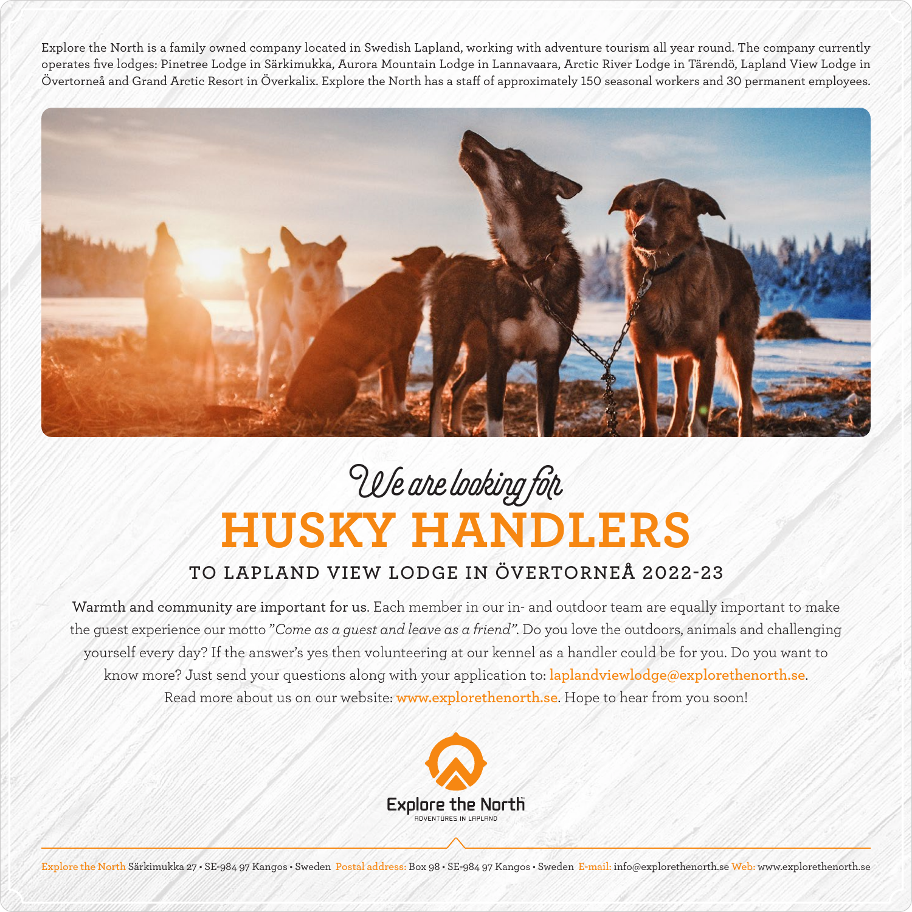Explore the North is a family owned company located in Swedish Lapland, working with adventure tourism all year round. The company currently operates five lodges: Pinetree Lodge in Särkimukka, Aurora Mountain Lodge in Lannavaara, Arctic River Lodge in Tärendö, Lapland View Lodge in Övertorneå and Grand Arctic Resort in Överkalix. Explore the North has a staff of approximately 150 seasonal workers and 30 permanent employees.

*We are looking for*

# HUSKY HANDLERS

## TO LAPLAND VIEW LODGE IN ÖVERTORNEÅ 2022-23

**Warmth and community are important for us.** Each member in our in- and outdoor team are equally important to make the guest experience our motto *"Come as a guest and leave as a friend"*. Do you love the outdoors, animals and challenging yourself every day? If the answer's yes then volunteering at our kennel as a handler could be for you. Do you want to know more? Just send your questions along with your application to: **laplandviewlodge@explorethenorth.se**. Read more about us on our website: **www.explorethenorth.se**. Hope to hear from you soon!

Explore the North
ADVENTURES IN LAPLAND

Explore the North Särkimukka 27 • SE-984 97 Kangos • Sweden Postal address: Box 98 • SE-984 97 Kangos • Sweden E-mail: info@explorethenorth.se Web: www.explorethenorth.se